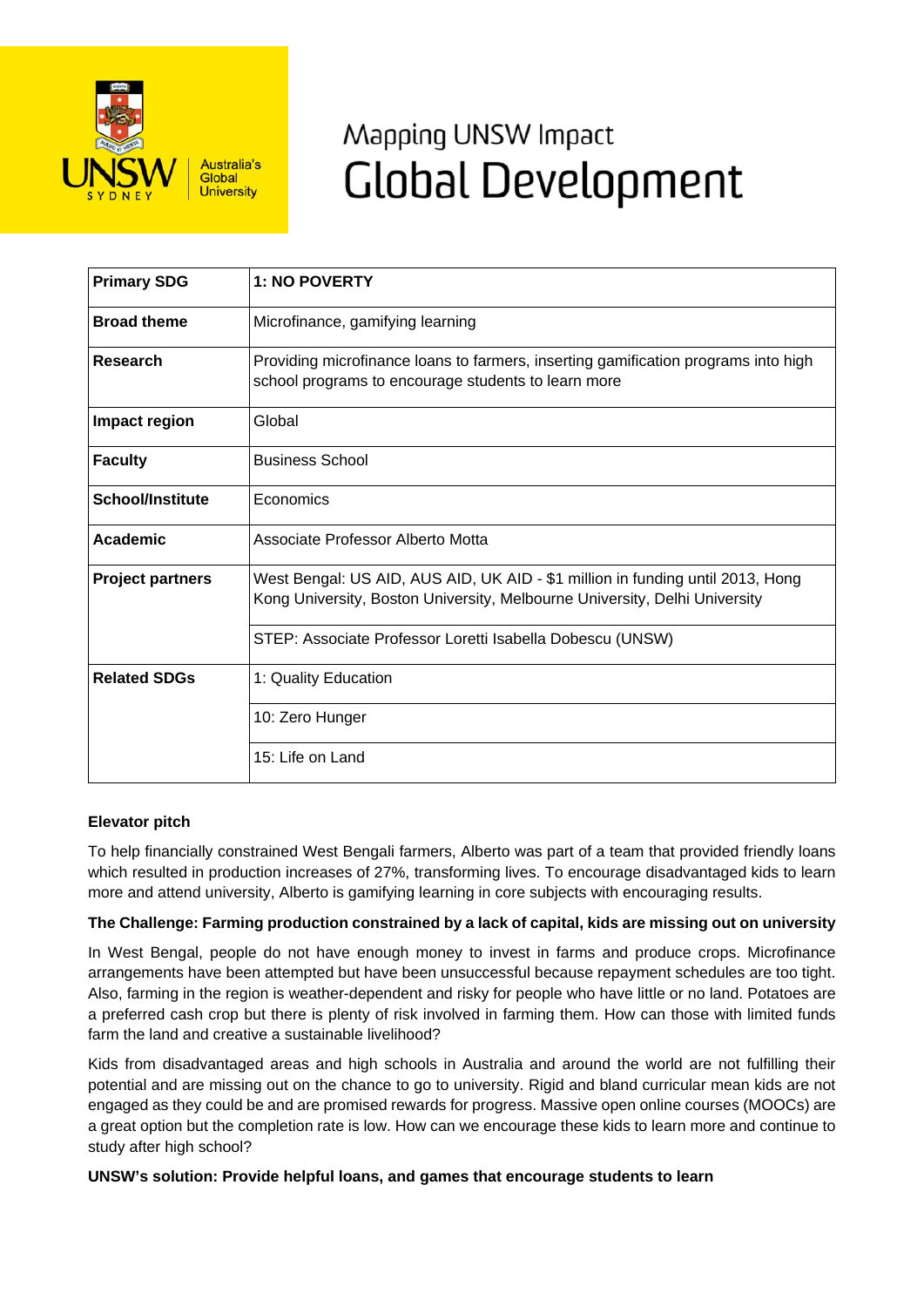# Mapping UNSW Impact
# Global Development

| **Primary SDG** | **1: NO POVERTY** |
|---|---|
| **Broad theme** | Microfinance, gamifying learning |
| **Research** | Providing microfinance loans to farmers, inserting gamification programs into high school programs to encourage students to learn more |
| **Impact region** | Global |
| **Faculty** | Business School |
| **School/Institute** | Economics |
| **Academic** | Associate Professor Alberto Motta |
| **Project partners** | West Bengal: US AID, AUS AID, UK AID - $1 million in funding until 2013, Hong Kong University, Boston University, Melbourne University, Delhi University |
| | STEP: Associate Professor Loretti Isabella Dobescu (UNSW) |
| **Related SDGs** | 1: Quality Education |
| | 10: Zero Hunger |
| | 15: Life on Land |

**Elevator pitch**

To help financially constrained West Bengali farmers, Alberto was part of a team that provided friendly loans which resulted in production increases of 27%, transforming lives. To encourage disadvantaged kids to learn more and attend university, Alberto is gamifying learning in core subjects with encouraging results.

**The Challenge: Farming production constrained by a lack of capital, kids are missing out on university**

In West Bengal, people do not have enough money to invest in farms and produce crops. Microfinance arrangements have been attempted but have been unsuccessful because repayment schedules are too tight. Also, farming in the region is weather-dependent and risky for people who have little or no land. Potatoes are a preferred cash crop but there is plenty of risk involved in farming them. How can those with limited funds farm the land and creative a sustainable livelihood?

Kids from disadvantaged areas and high schools in Australia and around the world are not fulfilling their potential and are missing out on the chance to go to university. Rigid and bland curricular mean kids are not engaged as they could be and are promised rewards for progress. Massive open online courses (MOOCs) are a great option but the completion rate is low. How can we encourage these kids to learn more and continue to study after high school?

**UNSW's solution: Provide helpful loans, and games that encourage students to learn**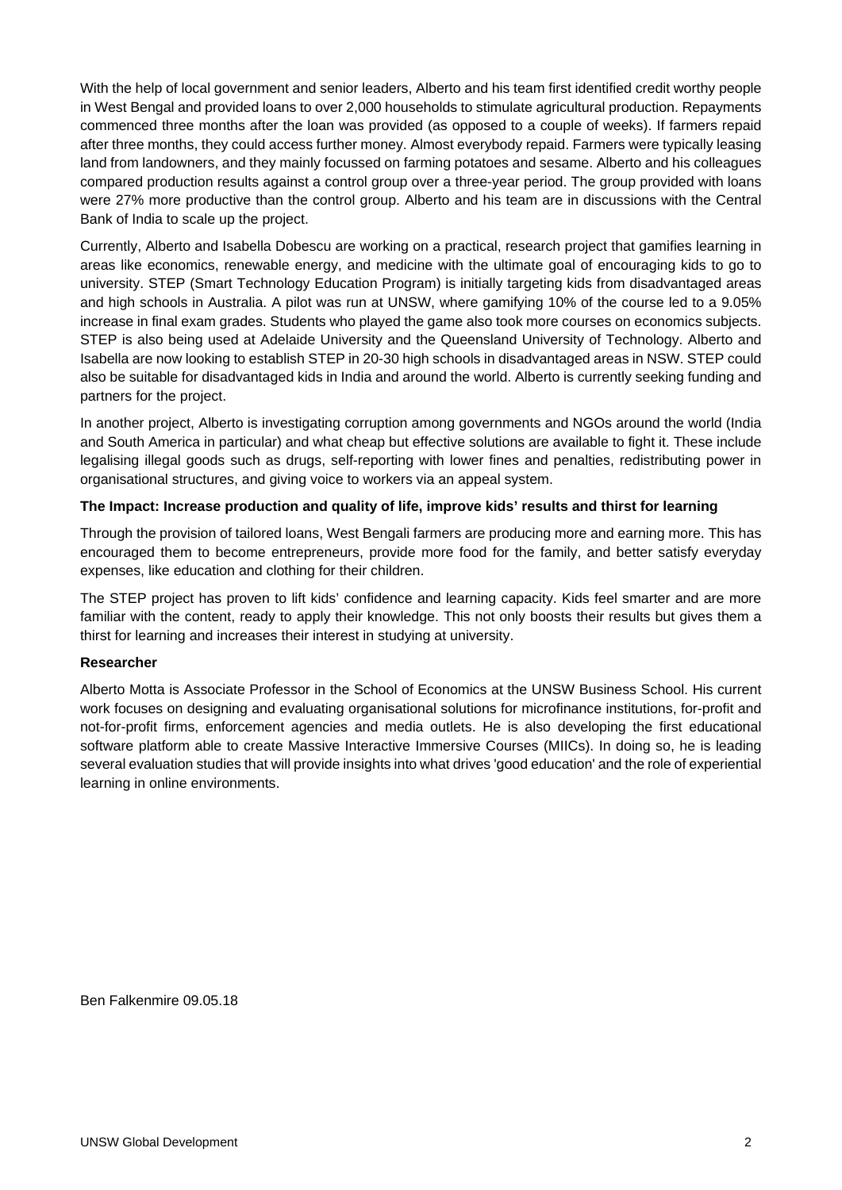With the help of local government and senior leaders, Alberto and his team first identified credit worthy people in West Bengal and provided loans to over 2,000 households to stimulate agricultural production. Repayments commenced three months after the loan was provided (as opposed to a couple of weeks). If farmers repaid after three months, they could access further money. Almost everybody repaid. Farmers were typically leasing land from landowners, and they mainly focussed on farming potatoes and sesame. Alberto and his colleagues compared production results against a control group over a three-year period. The group provided with loans were 27% more productive than the control group. Alberto and his team are in discussions with the Central Bank of India to scale up the project.

Currently, Alberto and Isabella Dobescu are working on a practical, research project that gamifies learning in areas like economics, renewable energy, and medicine with the ultimate goal of encouraging kids to go to university. STEP (Smart Technology Education Program) is initially targeting kids from disadvantaged areas and high schools in Australia. A pilot was run at UNSW, where gamifying 10% of the course led to a 9.05% increase in final exam grades. Students who played the game also took more courses on economics subjects. STEP is also being used at Adelaide University and the Queensland University of Technology. Alberto and Isabella are now looking to establish STEP in 20-30 high schools in disadvantaged areas in NSW. STEP could also be suitable for disadvantaged kids in India and around the world. Alberto is currently seeking funding and partners for the project.

In another project, Alberto is investigating corruption among governments and NGOs around the world (India and South America in particular) and what cheap but effective solutions are available to fight it. These include legalising illegal goods such as drugs, self-reporting with lower fines and penalties, redistributing power in organisational structures, and giving voice to workers via an appeal system.

**The Impact: Increase production and quality of life, improve kids' results and thirst for learning**

Through the provision of tailored loans, West Bengali farmers are producing more and earning more. This has encouraged them to become entrepreneurs, provide more food for the family, and better satisfy everyday expenses, like education and clothing for their children.

The STEP project has proven to lift kids' confidence and learning capacity. Kids feel smarter and are more familiar with the content, ready to apply their knowledge. This not only boosts their results but gives them a thirst for learning and increases their interest in studying at university.

**Researcher**

Alberto Motta is Associate Professor in the School of Economics at the UNSW Business School. His current work focuses on designing and evaluating organisational solutions for microfinance institutions, for-profit and not-for-profit firms, enforcement agencies and media outlets. He is also developing the first educational software platform able to create Massive Interactive Immersive Courses (MIICs). In doing so, he is leading several evaluation studies that will provide insights into what drives 'good education' and the role of experiential learning in online environments.

Ben Falkenmire 09.05.18